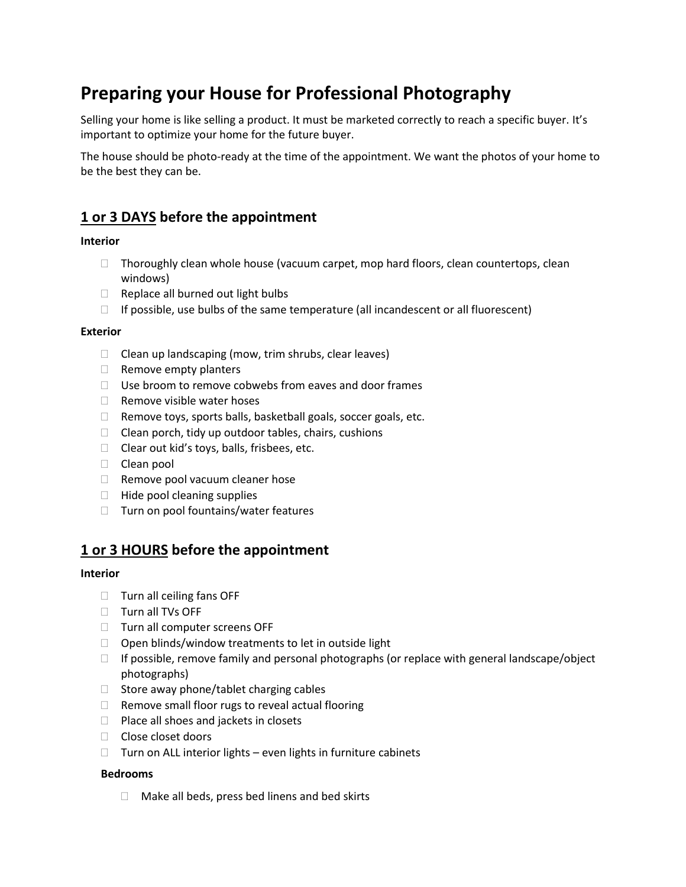# Preparing your House for Professional Photography

Selling your home is like selling a product. It must be marketed correctly to reach a specific buyer. It's important to optimize your home for the future buyer.

The house should be photo-ready at the time of the appointment. We want the photos of your home to be the best they can be.

## 1 or 3 DAYS before the appointment

**Interior**

- Thoroughly clean whole house (vacuum carpet, mop hard floors, clean countertops, clean windows)
- Replace all burned out light bulbs
- If possible, use bulbs of the same temperature (all incandescent or all fluorescent)

**Exterior**

- Clean up landscaping (mow, trim shrubs, clear leaves)
- Remove empty planters
- Use broom to remove cobwebs from eaves and door frames
- Remove visible water hoses
- Remove toys, sports balls, basketball goals, soccer goals, etc.
- Clean porch, tidy up outdoor tables, chairs, cushions
- Clear out kid's toys, balls, frisbees, etc.
- Clean pool
- Remove pool vacuum cleaner hose
- Hide pool cleaning supplies
- Turn on pool fountains/water features

## 1 or 3 HOURS before the appointment

**Interior**

- Turn all ceiling fans OFF
- Turn all TVs OFF
- Turn all computer screens OFF
- Open blinds/window treatments to let in outside light
- If possible, remove family and personal photographs (or replace with general landscape/object photographs)
- Store away phone/tablet charging cables
- Remove small floor rugs to reveal actual flooring
- Place all shoes and jackets in closets
- Close closet doors
- Turn on ALL interior lights – even lights in furniture cabinets

**Bedrooms**

- Make all beds, press bed linens and bed skirts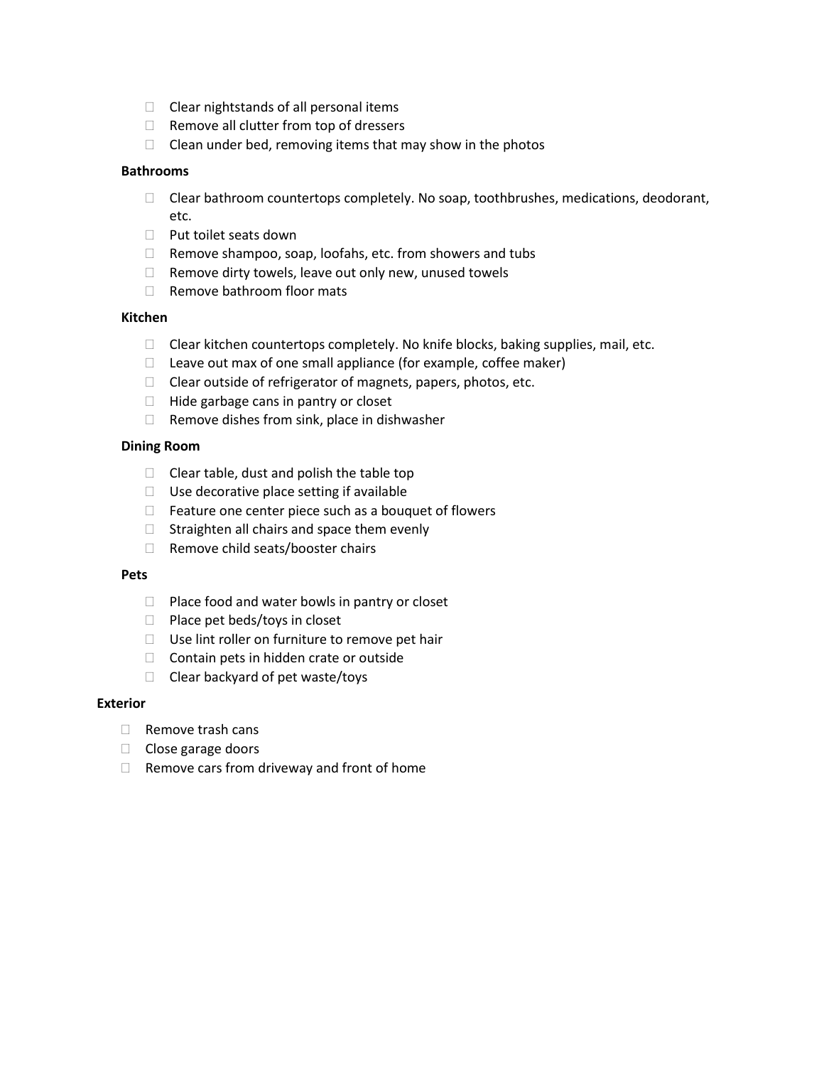- ☐ Clear nightstands of all personal items
- ☐ Remove all clutter from top of dressers
- ☐ Clean under bed, removing items that may show in the photos

**Bathrooms**

- ☐ Clear bathroom countertops completely. No soap, toothbrushes, medications, deodorant, etc.
- ☐ Put toilet seats down
- ☐ Remove shampoo, soap, loofahs, etc. from showers and tubs
- ☐ Remove dirty towels, leave out only new, unused towels
- ☐ Remove bathroom floor mats

**Kitchen**

- ☐ Clear kitchen countertops completely. No knife blocks, baking supplies, mail, etc.
- ☐ Leave out max of one small appliance (for example, coffee maker)
- ☐ Clear outside of refrigerator of magnets, papers, photos, etc.
- ☐ Hide garbage cans in pantry or closet
- ☐ Remove dishes from sink, place in dishwasher

**Dining Room**

- ☐ Clear table, dust and polish the table top
- ☐ Use decorative place setting if available
- ☐ Feature one center piece such as a bouquet of flowers
- ☐ Straighten all chairs and space them evenly
- ☐ Remove child seats/booster chairs

**Pets**

- ☐ Place food and water bowls in pantry or closet
- ☐ Place pet beds/toys in closet
- ☐ Use lint roller on furniture to remove pet hair
- ☐ Contain pets in hidden crate or outside
- ☐ Clear backyard of pet waste/toys

**Exterior**

- ☐ Remove trash cans
- ☐ Close garage doors
- ☐ Remove cars from driveway and front of home